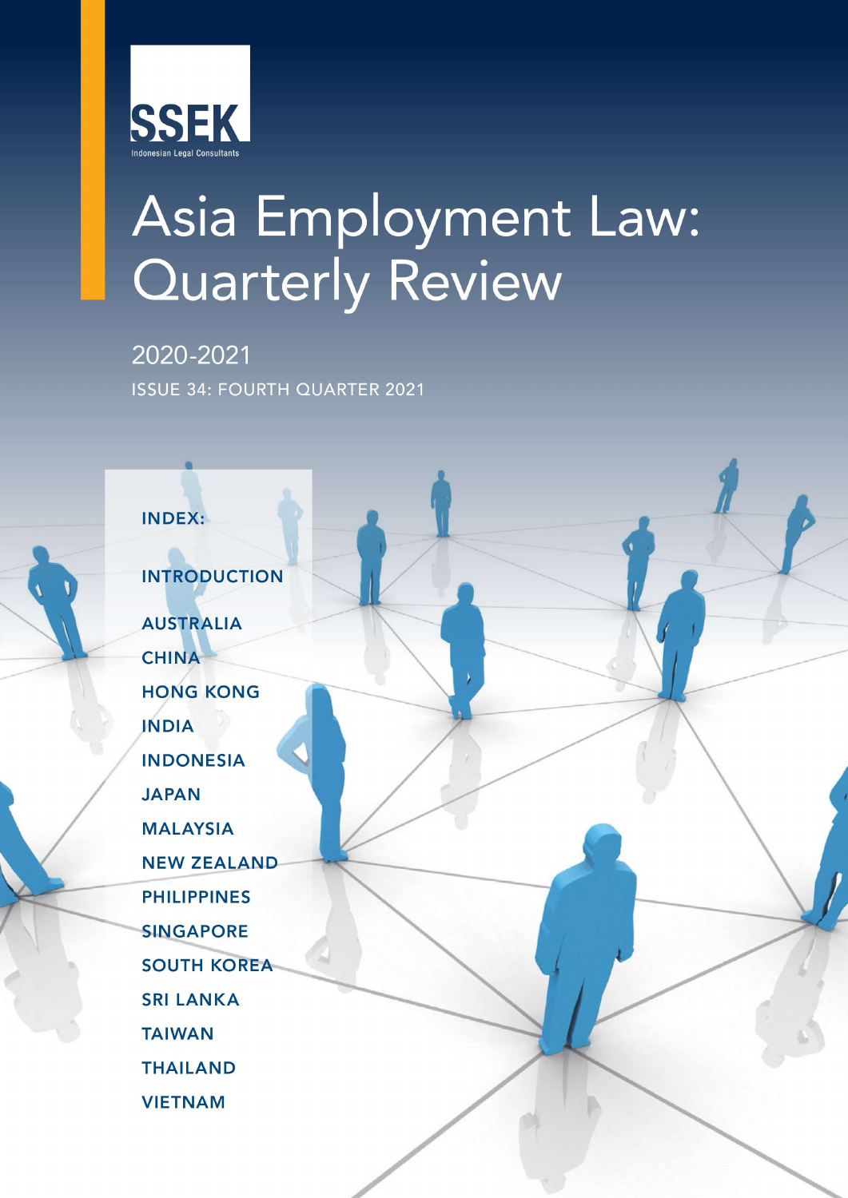SSEK

Indonesian Legal Consultants

# Asia Employment Law: Quarterly Review

2020-2021

ISSUE 34: FOURTH QUARTER 2021

## INDEX:

INTRODUCTION

AUSTRALIA

CHINA

HONG KONG

INDIA

INDONESIA

JAPAN

MALAYSIA

NEW ZEALAND

PHILIPPINES

SINGAPORE

SOUTH KOREA

SRI LANKA

TAIWAN

THAILAND

VIETNAM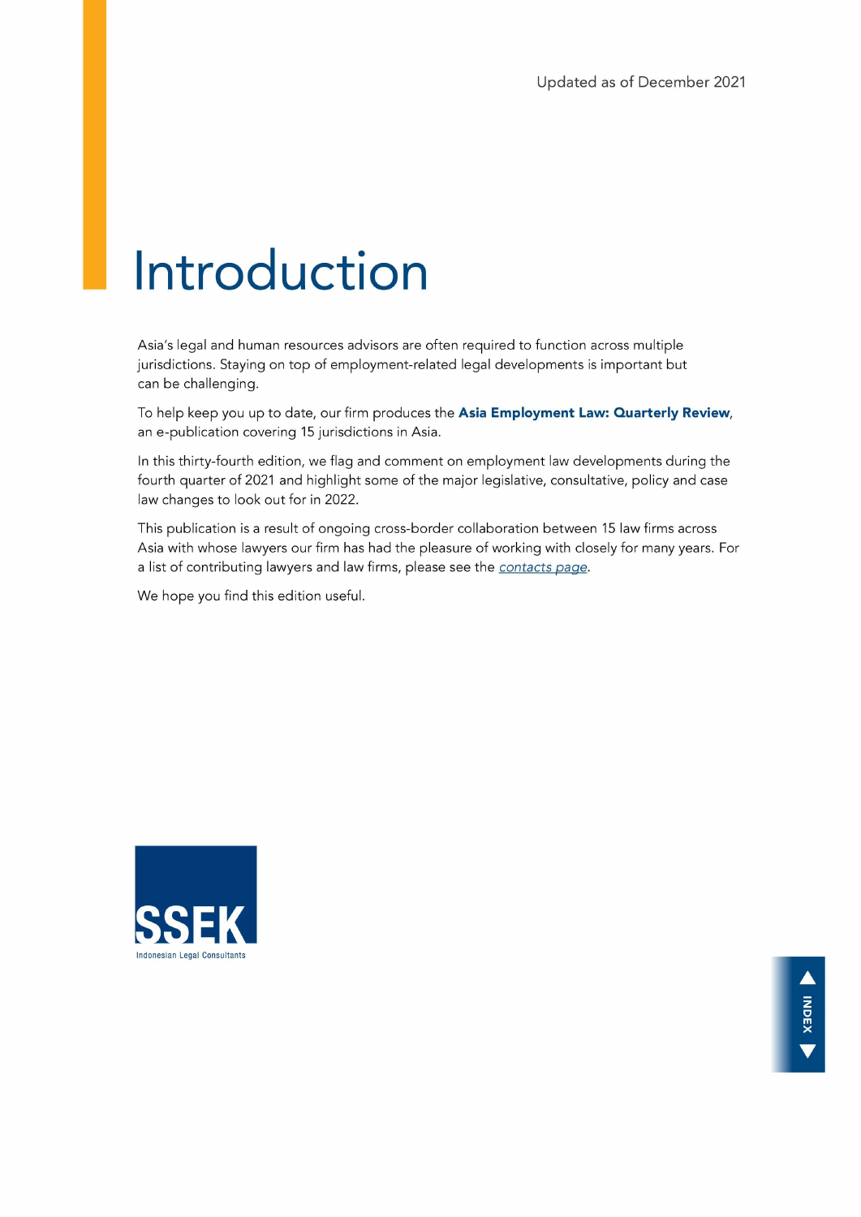Updated as of December 2021

# Introduction

Asia's legal and human resources advisors are often required to function across multiple jurisdictions. Staying on top of employment-related legal developments is important but can be challenging.

To help keep you up to date, our firm produces the **Asia Employment Law: Quarterly Review**, an e-publication covering 15 jurisdictions in Asia.

In this thirty-fourth edition, we flag and comment on employment law developments during the fourth quarter of 2021 and highlight some of the major legislative, consultative, policy and case law changes to look out for in 2022.

This publication is a result of ongoing cross-border collaboration between 15 law firms across Asia with whose lawyers our firm has had the pleasure of working with closely for many years. For a list of contributing lawyers and law firms, please see the *contacts page*.

We hope you find this edition useful.

SSEK

Indonesian Legal Consultants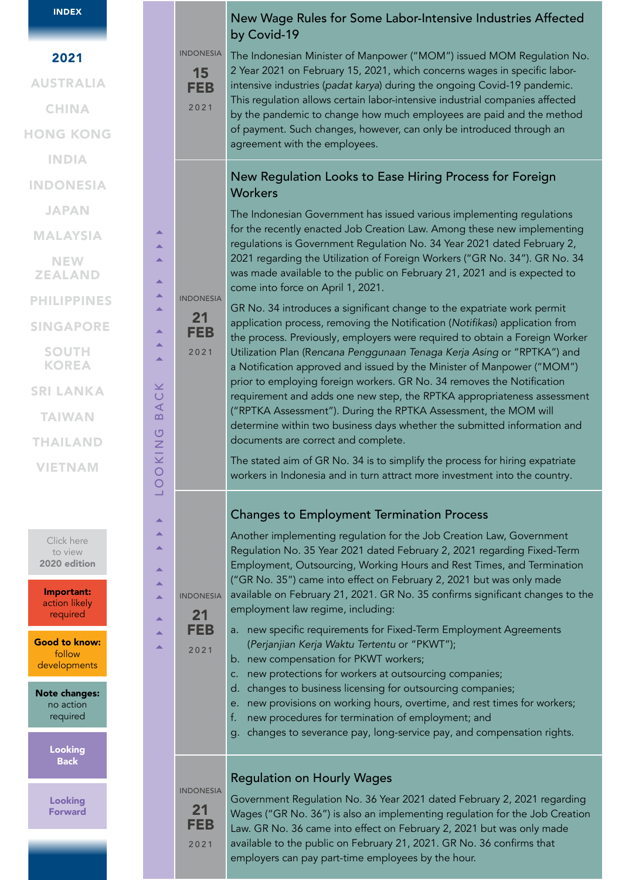INDONESIA
15 FEB 2021

## New Wage Rules for Some Labor-Intensive Industries Affected by Covid-19

The Indonesian Minister of Manpower ("MOM") issued MOM Regulation No. 2 Year 2021 on February 15, 2021, which concerns wages in specific labor-intensive industries (*padat karya*) during the ongoing Covid-19 pandemic. This regulation allows certain labor-intensive industrial companies affected by the pandemic to change how much employees are paid and the method of payment. Such changes, however, can only be introduced through an agreement with the employees.

INDONESIA
21 FEB 2021

## New Regulation Looks to Ease Hiring Process for Foreign Workers

The Indonesian Government has issued various implementing regulations for the recently enacted Job Creation Law. Among these new implementing regulations is Government Regulation No. 34 Year 2021 dated February 2, 2021 regarding the Utilization of Foreign Workers ("GR No. 34"). GR No. 34 was made available to the public on February 21, 2021 and is expected to come into force on April 1, 2021.

GR No. 34 introduces a significant change to the expatriate work permit application process, removing the Notification (*Notifikasi*) application from the process. Previously, employers were required to obtain a Foreign Worker Utilization Plan (*Rencana Penggunaan Tenaga Kerja Asing* or "RPTKA") and a Notification approved and issued by the Minister of Manpower ("MOM") prior to employing foreign workers. GR No. 34 removes the Notification requirement and adds one new step, the RPTKA appropriateness assessment ("RPTKA Assessment"). During the RPTKA Assessment, the MOM will determine within two business days whether the submitted information and documents are correct and complete.

The stated aim of GR No. 34 is to simplify the process for hiring expatriate workers in Indonesia and in turn attract more investment into the country.

INDONESIA
21 FEB 2021

## Changes to Employment Termination Process

Another implementing regulation for the Job Creation Law, Government Regulation No. 35 Year 2021 dated February 2, 2021 regarding Fixed-Term Employment, Outsourcing, Working Hours and Rest Times, and Termination ("GR No. 35") came into effect on February 2, 2021 but was only made available on February 21, 2021. GR No. 35 confirms significant changes to the employment law regime, including:

a. new specific requirements for Fixed-Term Employment Agreements (*Perjanjian Kerja Waktu Tertentu* or "PKWT");
b. new compensation for PKWT workers;
c. new protections for workers at outsourcing companies;
d. changes to business licensing for outsourcing companies;
e. new provisions on working hours, overtime, and rest times for workers;
f. new procedures for termination of employment; and
g. changes to severance pay, long-service pay, and compensation rights.

INDONESIA
21 FEB 2021

## Regulation on Hourly Wages

Government Regulation No. 36 Year 2021 dated February 2, 2021 regarding Wages ("GR No. 36") is also an implementing regulation for the Job Creation Law. GR No. 36 came into effect on February 2, 2021 but was only made available to the public on February 21, 2021. GR No. 36 confirms that employers can pay part-time employees by the hour.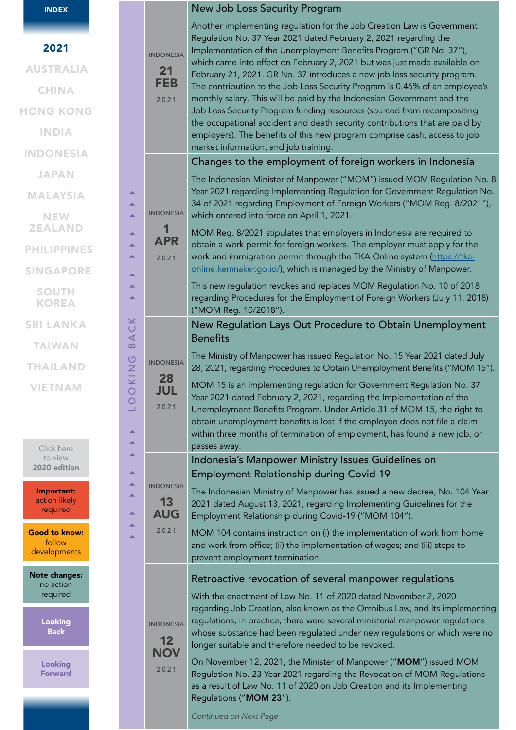INDONESIA

**21 FEB 2021**

## New Job Loss Security Program

Another implementing regulation for the Job Creation Law is Government Regulation No. 37 Year 2021 dated February 2, 2021 regarding the Implementation of the Unemployment Benefits Program ("GR No. 37"), which came into effect on February 2, 2021 but was just made available on February 21, 2021. GR No. 37 introduces a new job loss security program. The contribution to the Job Loss Security Program is 0.46% of an employee's monthly salary. This will be paid by the Indonesian Government and the Job Loss Security Program funding resources (sourced from recompositing the occupational accident and death security contributions that are paid by employers). The benefits of this new program comprise cash, access to job market information, and job training.

INDONESIA

**1 APR 2021**

## Changes to the employment of foreign workers in Indonesia

The Indonesian Minister of Manpower ("MOM") issued MOM Regulation No. 8 Year 2021 regarding Implementing Regulation for Government Regulation No. 34 of 2021 regarding Employment of Foreign Workers ("MOM Reg. 8/2021"), which entered into force on April 1, 2021.

MOM Reg. 8/2021 stipulates that employers in Indonesia are required to obtain a work permit for foreign workers. The employer must apply for the work and immigration permit through the TKA Online system ([https://tka-online.kemnaker.go.id/](https://tka-online.kemnaker.go.id/)), which is managed by the Ministry of Manpower.

This new regulation revokes and replaces MOM Regulation No. 10 of 2018 regarding Procedures for the Employment of Foreign Workers (July 11, 2018) ("MOM Reg. 10/2018").

INDONESIA

**28 JUL 2021**

## New Regulation Lays Out Procedure to Obtain Unemployment Benefits

The Ministry of Manpower has issued Regulation No. 15 Year 2021 dated July 28, 2021, regarding Procedures to Obtain Unemployment Benefits ("MOM 15").

MOM 15 is an implementing regulation for Government Regulation No. 37 Year 2021 dated February 2, 2021, regarding the Implementation of the Unemployment Benefits Program. Under Article 31 of MOM 15, the right to obtain unemployment benefits is lost if the employee does not file a claim within three months of termination of employment, has found a new job, or passes away.

INDONESIA

**13 AUG 2021**

## Indonesia's Manpower Ministry Issues Guidelines on Employment Relationship during Covid-19

The Indonesian Ministry of Manpower has issued a new decree, No. 104 Year 2021 dated August 13, 2021, regarding Implementing Guidelines for the Employment Relationship during Covid-19 ("MOM 104").

MOM 104 contains instruction on (i) the implementation of work from home and work from office; (ii) the implementation of wages; and (iii) steps to prevent employment termination.

INDONESIA

**12 NOV 2021**

## Retroactive revocation of several manpower regulations

With the enactment of Law No. 11 of 2020 dated November 2, 2020 regarding Job Creation, also known as the Omnibus Law, and its implementing regulations, in practice, there were several ministerial manpower regulations whose substance had been regulated under new regulations or which were no longer suitable and therefore needed to be revoked.

On November 12, 2021, the Minister of Manpower ("**MOM**") issued MOM Regulation No. 23 Year 2021 regarding the Revocation of MOM Regulations as a result of Law No. 11 of 2020 on Job Creation and its Implementing Regulations ("**MOM 23**").

*Continued on Next Page*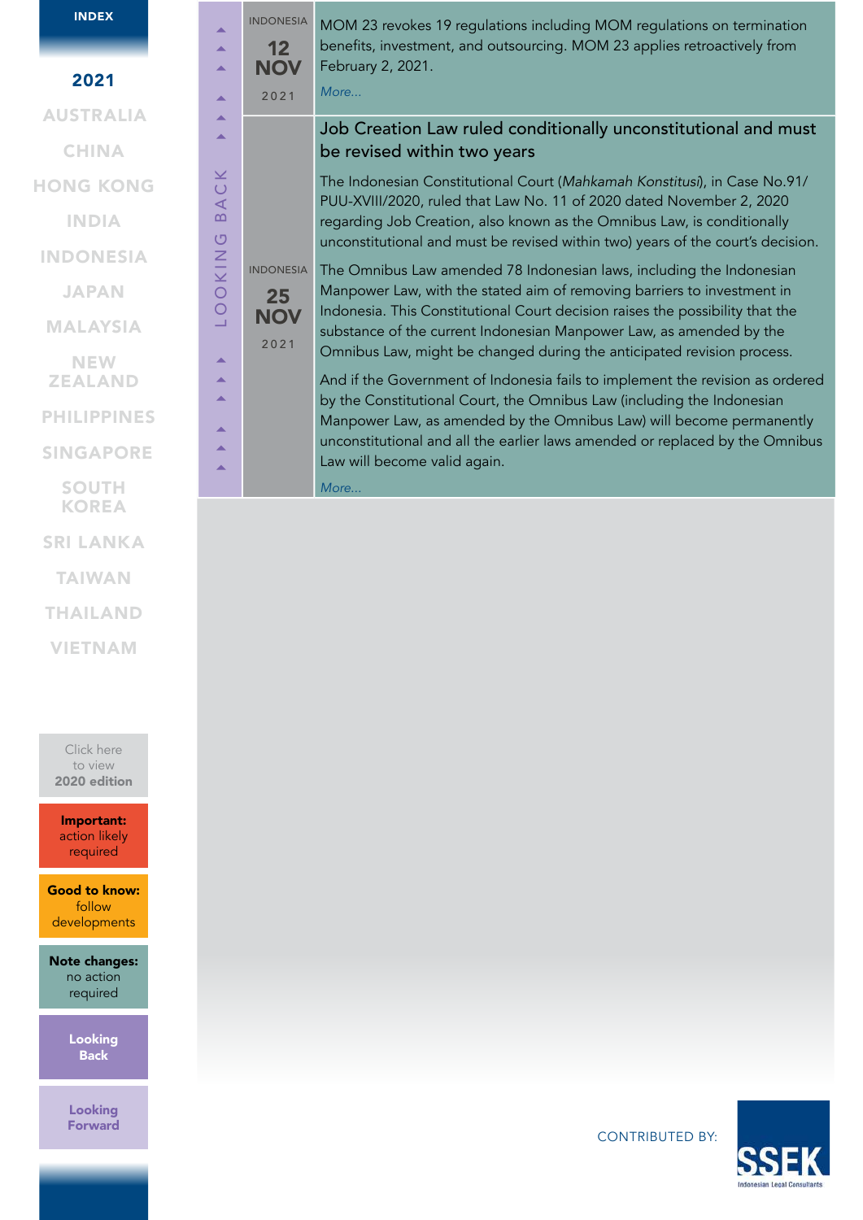INDONESIA

**12 NOV** 2021

MOM 23 revokes 19 regulations including MOM regulations on termination benefits, investment, and outsourcing. MOM 23 applies retroactively from February 2, 2021.

*More...*

INDONESIA

**25 NOV** 2021

## Job Creation Law ruled conditionally unconstitutional and must be revised within two years

The Indonesian Constitutional Court (*Mahkamah Konstitusi*), in Case No.91/PUU-XVIII/2020, ruled that Law No. 11 of 2020 dated November 2, 2020 regarding Job Creation, also known as the Omnibus Law, is conditionally unconstitutional and must be revised within two) years of the court's decision.

The Omnibus Law amended 78 Indonesian laws, including the Indonesian Manpower Law, with the stated aim of removing barriers to investment in Indonesia. This Constitutional Court decision raises the possibility that the substance of the current Indonesian Manpower Law, as amended by the Omnibus Law, might be changed during the anticipated revision process.

And if the Government of Indonesia fails to implement the revision as ordered by the Constitutional Court, the Omnibus Law (including the Indonesian Manpower Law, as amended by the Omnibus Law) will become permanently unconstitutional and all the earlier laws amended or replaced by the Omnibus Law will become valid again.

*More...*

CONTRIBUTED BY: SSEK Indonesian Legal Consultants